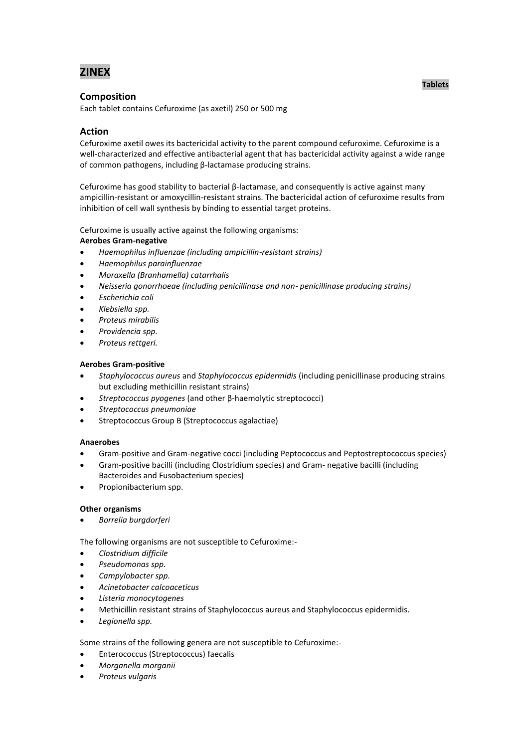# ZINEX

**Tablets**

## Composition

Each tablet contains Cefuroxime (as axetil) 250 or 500 mg

## Action

Cefuroxime axetil owes its bactericidal activity to the parent compound cefuroxime. Cefuroxime is a well-characterized and effective antibacterial agent that has bactericidal activity against a wide range of common pathogens, including β-lactamase producing strains.

Cefuroxime has good stability to bacterial β-lactamase, and consequently is active against many ampicillin-resistant or amoxycillin-resistant strains. The bactericidal action of cefuroxime results from inhibition of cell wall synthesis by binding to essential target proteins.

Cefuroxime is usually active against the following organisms:

**Aerobes Gram-negative**

- *Haemophilus influenzae (including ampicillin-resistant strains)*
- *Haemophilus parainfluenzae*
- *Moraxella (Branhamella) catarrhalis*
- *Neisseria gonorrhoeae (including penicillinase and non- penicillinase producing strains)*
- *Escherichia coli*
- *Klebsiella spp.*
- *Proteus mirabilis*
- *Providencia spp.*
- *Proteus rettgeri.*

**Aerobes Gram-positive**

- *Staphylococcus aureus* and *Staphylococcus epidermidis* (including penicillinase producing strains but excluding methicillin resistant strains)
- *Streptococcus pyogenes* (and other β-haemolytic streptococci)
- *Streptococcus pneumoniae*
- Streptococcus Group B (Streptococcus agalactiae)

**Anaerobes**

- Gram-positive and Gram-negative cocci (including Peptococcus and Peptostreptococcus species)
- Gram-positive bacilli (including Clostridium species) and Gram- negative bacilli (including Bacteroides and Fusobacterium species)
- Propionibacterium spp.

**Other organisms**

- *Borrelia burgdorferi*

The following organisms are not susceptible to Cefuroxime:-

- *Clostridium difficile*
- *Pseudomonas spp.*
- *Campylobacter spp.*
- *Acinetobacter calcoaceticus*
- *Listeria monocytogenes*
- Methicillin resistant strains of Staphylococcus aureus and Staphylococcus epidermidis.
- *Legionella spp.*

Some strains of the following genera are not susceptible to Cefuroxime:-

- Enterococcus (Streptococcus) faecalis
- *Morganella morganii*
- *Proteus vulgaris*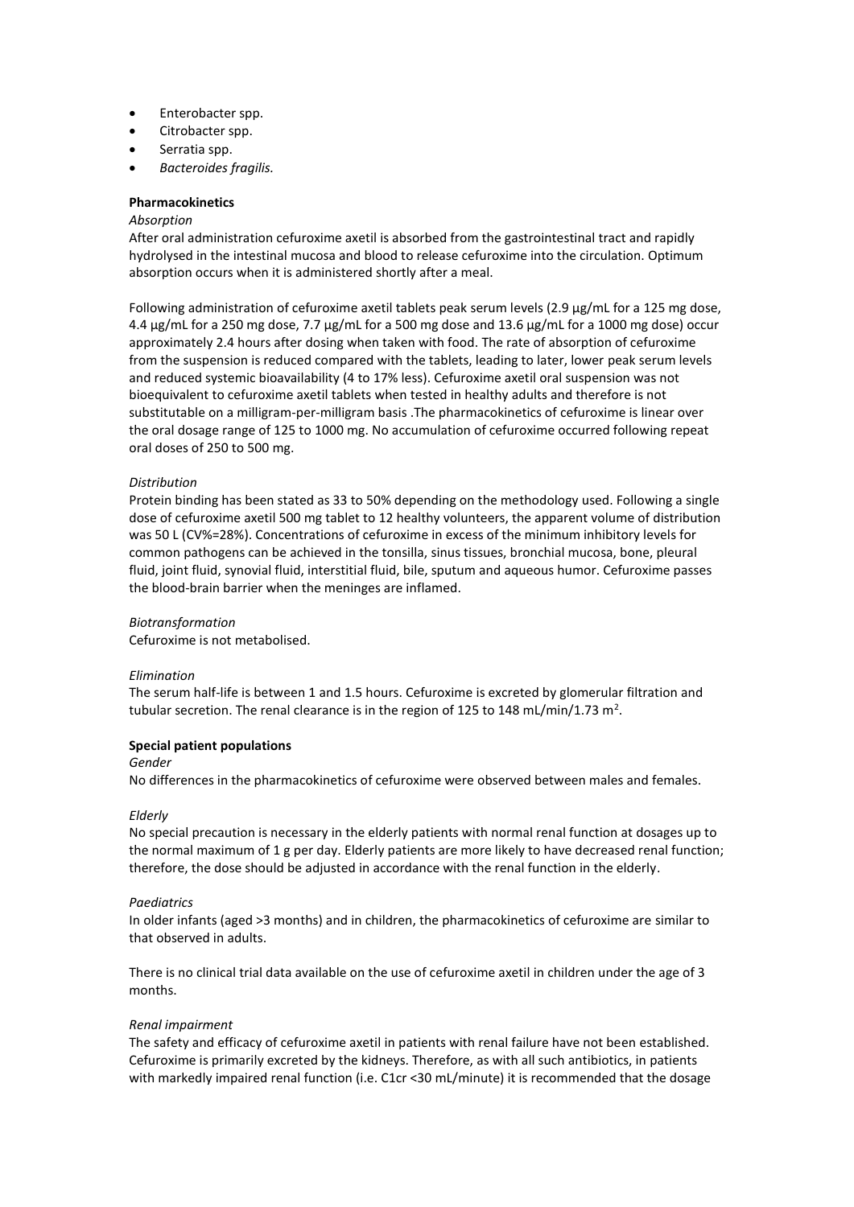- Enterobacter spp.
- Citrobacter spp.
- Serratia spp.
- *Bacteroides fragilis.*

**Pharmacokinetics**

*Absorption*

After oral administration cefuroxime axetil is absorbed from the gastrointestinal tract and rapidly hydrolysed in the intestinal mucosa and blood to release cefuroxime into the circulation. Optimum absorption occurs when it is administered shortly after a meal.

Following administration of cefuroxime axetil tablets peak serum levels (2.9 µg/mL for a 125 mg dose, 4.4 µg/mL for a 250 mg dose, 7.7 µg/mL for a 500 mg dose and 13.6 µg/mL for a 1000 mg dose) occur approximately 2.4 hours after dosing when taken with food. The rate of absorption of cefuroxime from the suspension is reduced compared with the tablets, leading to later, lower peak serum levels and reduced systemic bioavailability (4 to 17% less). Cefuroxime axetil oral suspension was not bioequivalent to cefuroxime axetil tablets when tested in healthy adults and therefore is not substitutable on a milligram-per-milligram basis .The pharmacokinetics of cefuroxime is linear over the oral dosage range of 125 to 1000 mg. No accumulation of cefuroxime occurred following repeat oral doses of 250 to 500 mg.

*Distribution*

Protein binding has been stated as 33 to 50% depending on the methodology used. Following a single dose of cefuroxime axetil 500 mg tablet to 12 healthy volunteers, the apparent volume of distribution was 50 L (CV%=28%). Concentrations of cefuroxime in excess of the minimum inhibitory levels for common pathogens can be achieved in the tonsilla, sinus tissues, bronchial mucosa, bone, pleural fluid, joint fluid, synovial fluid, interstitial fluid, bile, sputum and aqueous humor. Cefuroxime passes the blood-brain barrier when the meninges are inflamed.

*Biotransformation*

Cefuroxime is not metabolised.

*Elimination*

The serum half-life is between 1 and 1.5 hours. Cefuroxime is excreted by glomerular filtration and tubular secretion. The renal clearance is in the region of 125 to 148 mL/min/1.73 m$^2$.

**Special patient populations**

*Gender*

No differences in the pharmacokinetics of cefuroxime were observed between males and females.

*Elderly*

No special precaution is necessary in the elderly patients with normal renal function at dosages up to the normal maximum of 1 g per day. Elderly patients are more likely to have decreased renal function; therefore, the dose should be adjusted in accordance with the renal function in the elderly.

*Paediatrics*

In older infants (aged >3 months) and in children, the pharmacokinetics of cefuroxime are similar to that observed in adults.

There is no clinical trial data available on the use of cefuroxime axetil in children under the age of 3 months.

*Renal impairment*

The safety and efficacy of cefuroxime axetil in patients with renal failure have not been established. Cefuroxime is primarily excreted by the kidneys. Therefore, as with all such antibiotics, in patients with markedly impaired renal function (i.e. C1cr <30 mL/minute) it is recommended that the dosage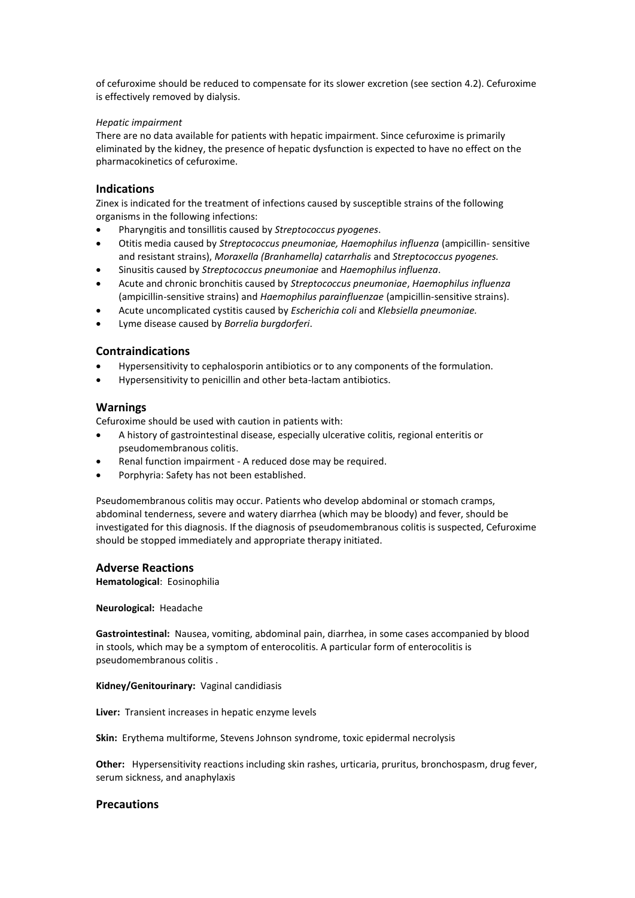of cefuroxime should be reduced to compensate for its slower excretion (see section 4.2). Cefuroxime is effectively removed by dialysis.

*Hepatic impairment*

There are no data available for patients with hepatic impairment. Since cefuroxime is primarily eliminated by the kidney, the presence of hepatic dysfunction is expected to have no effect on the pharmacokinetics of cefuroxime.

## Indications

Zinex is indicated for the treatment of infections caused by susceptible strains of the following organisms in the following infections:

- Pharyngitis and tonsillitis caused by *Streptococcus pyogenes*.
- Otitis media caused by *Streptococcus pneumoniae, Haemophilus influenza* (ampicillin- sensitive and resistant strains), *Moraxella (Branhamella) catarrhalis* and *Streptococcus pyogenes.*
- Sinusitis caused by *Streptococcus pneumoniae* and *Haemophilus influenza*.
- Acute and chronic bronchitis caused by *Streptococcus pneumoniae*, *Haemophilus influenza* (ampicillin-sensitive strains) and *Haemophilus parainfluenzae* (ampicillin-sensitive strains).
- Acute uncomplicated cystitis caused by *Escherichia coli* and *Klebsiella pneumoniae.*
- Lyme disease caused by *Borrelia burgdorferi*.

## Contraindications

- Hypersensitivity to cephalosporin antibiotics or to any components of the formulation.
- Hypersensitivity to penicillin and other beta-lactam antibiotics.

## Warnings

Cefuroxime should be used with caution in patients with:

- A history of gastrointestinal disease, especially ulcerative colitis, regional enteritis or pseudomembranous colitis.
- Renal function impairment - A reduced dose may be required.
- Porphyria: Safety has not been established.

Pseudomembranous colitis may occur. Patients who develop abdominal or stomach cramps, abdominal tenderness, severe and watery diarrhea (which may be bloody) and fever, should be investigated for this diagnosis. If the diagnosis of pseudomembranous colitis is suspected, Cefuroxime should be stopped immediately and appropriate therapy initiated.

## Adverse Reactions

**Hematological**: Eosinophilia

**Neurological:** Headache

**Gastrointestinal:** Nausea, vomiting, abdominal pain, diarrhea, in some cases accompanied by blood in stools, which may be a symptom of enterocolitis. A particular form of enterocolitis is pseudomembranous colitis .

**Kidney/Genitourinary:** Vaginal candidiasis

**Liver:** Transient increases in hepatic enzyme levels

**Skin:** Erythema multiforme, Stevens Johnson syndrome, toxic epidermal necrolysis

**Other:** Hypersensitivity reactions including skin rashes, urticaria, pruritus, bronchospasm, drug fever, serum sickness, and anaphylaxis

## Precautions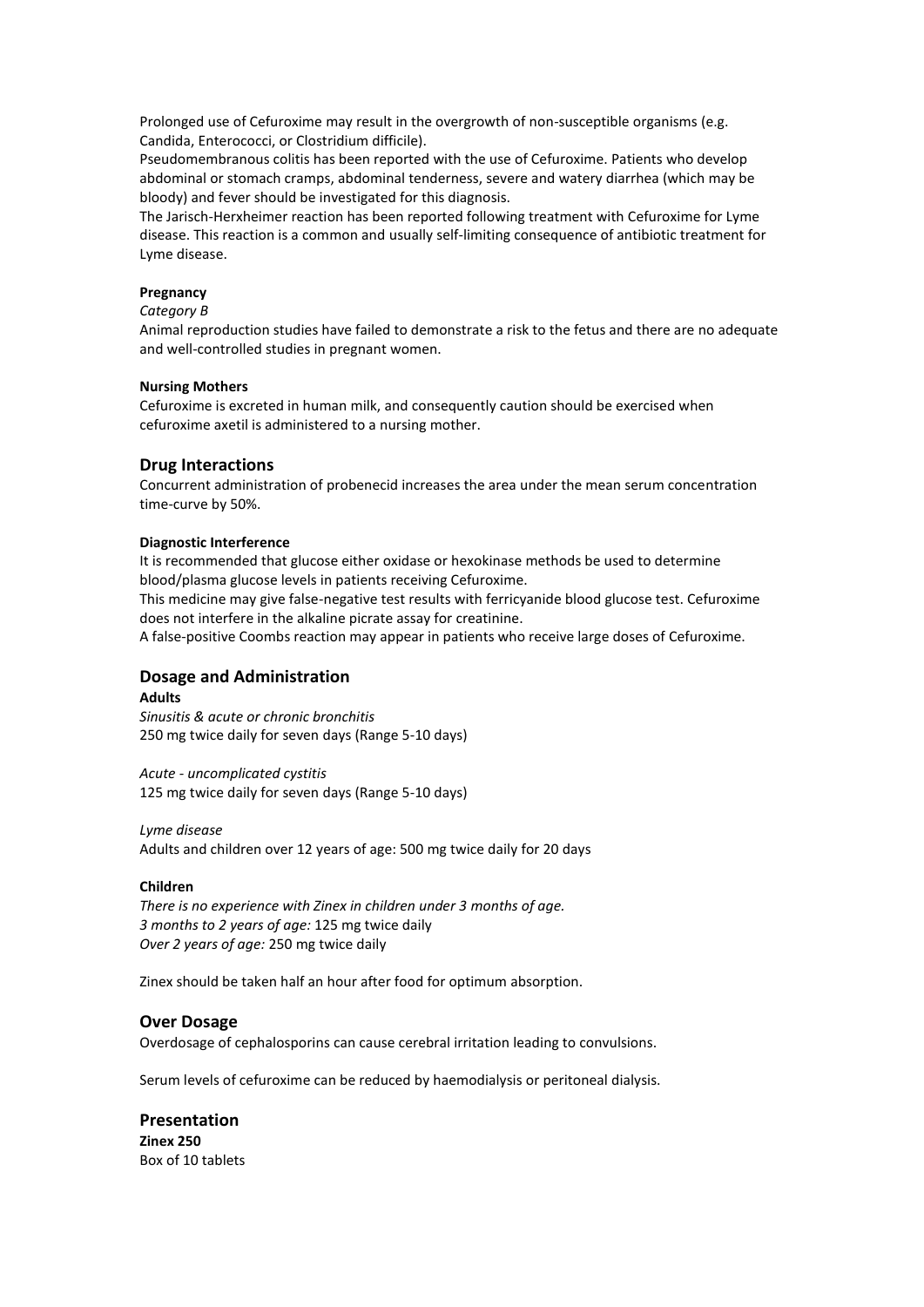Prolonged use of Cefuroxime may result in the overgrowth of non-susceptible organisms (e.g. Candida, Enterococci, or Clostridium difficile).
Pseudomembranous colitis has been reported with the use of Cefuroxime. Patients who develop abdominal or stomach cramps, abdominal tenderness, severe and watery diarrhea (which may be bloody) and fever should be investigated for this diagnosis.
The Jarisch-Herxheimer reaction has been reported following treatment with Cefuroxime for Lyme disease. This reaction is a common and usually self-limiting consequence of antibiotic treatment for Lyme disease.

**Pregnancy**

*Category B*

Animal reproduction studies have failed to demonstrate a risk to the fetus and there are no adequate and well-controlled studies in pregnant women.

**Nursing Mothers**

Cefuroxime is excreted in human milk, and consequently caution should be exercised when cefuroxime axetil is administered to a nursing mother.

## Drug Interactions

Concurrent administration of probenecid increases the area under the mean serum concentration time-curve by 50%.

**Diagnostic Interference**

It is recommended that glucose either oxidase or hexokinase methods be used to determine blood/plasma glucose levels in patients receiving Cefuroxime.
This medicine may give false-negative test results with ferricyanide blood glucose test. Cefuroxime does not interfere in the alkaline picrate assay for creatinine.
A false-positive Coombs reaction may appear in patients who receive large doses of Cefuroxime.

## Dosage and Administration

**Adults**

*Sinusitis & acute or chronic bronchitis*
250 mg twice daily for seven days (Range 5-10 days)

*Acute - uncomplicated cystitis*
125 mg twice daily for seven days (Range 5-10 days)

*Lyme disease*
Adults and children over 12 years of age: 500 mg twice daily for 20 days

**Children**

*There is no experience with Zinex in children under 3 months of age.*
*3 months to 2 years of age:* 125 mg twice daily
*Over 2 years of age:* 250 mg twice daily

Zinex should be taken half an hour after food for optimum absorption.

## Over Dosage

Overdosage of cephalosporins can cause cerebral irritation leading to convulsions.

Serum levels of cefuroxime can be reduced by haemodialysis or peritoneal dialysis.

## Presentation

**Zinex 250**
Box of 10 tablets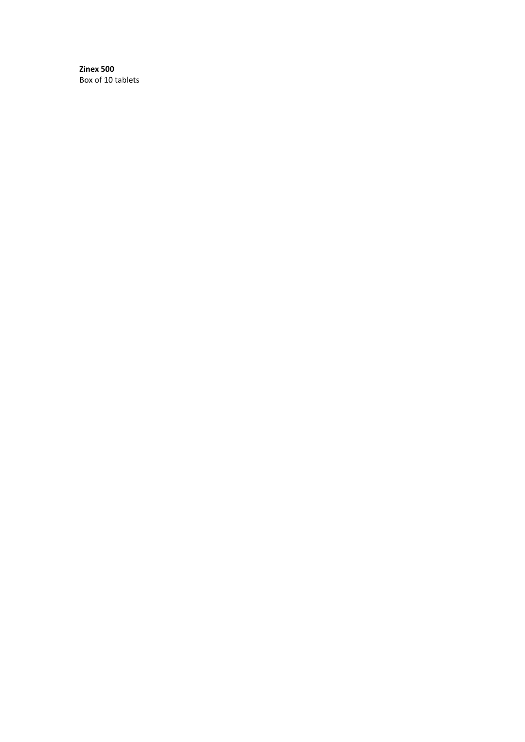**Zinex 500**
Box of 10 tablets